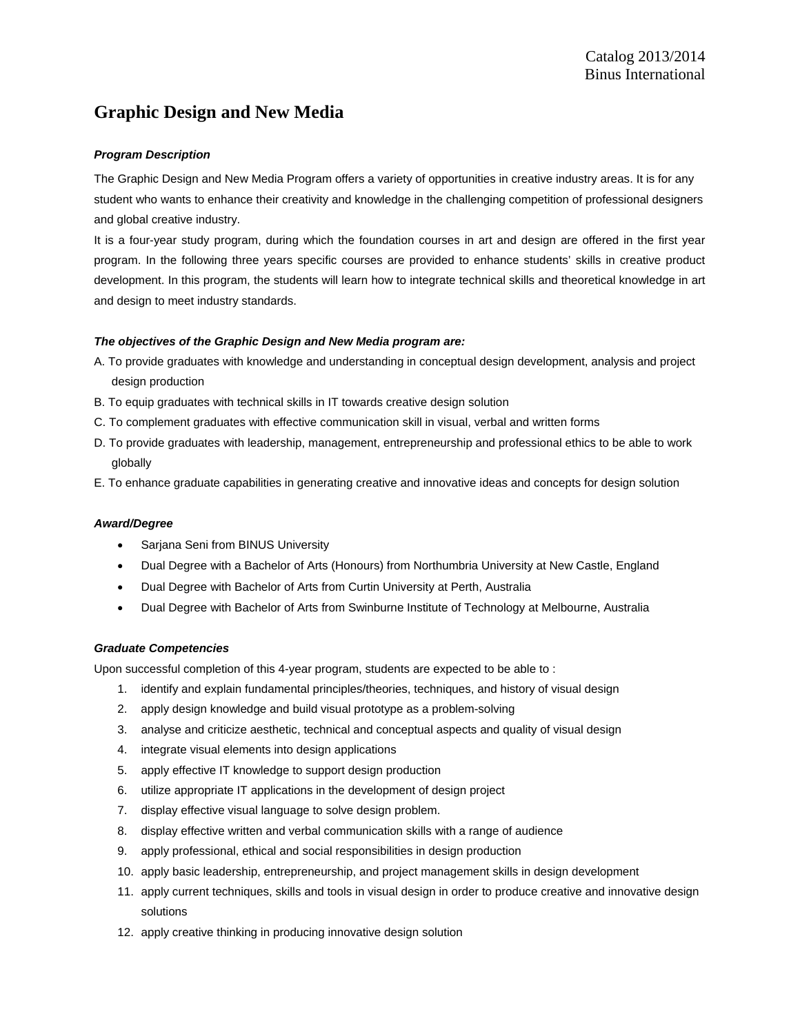# Graphic Design and New Media

***Program Description***

The Graphic Design and New Media Program offers a variety of opportunities in creative industry areas. It is for any student who wants to enhance their creativity and knowledge in the challenging competition of professional designers and global creative industry.

It is a four-year study program, during which the foundation courses in art and design are offered in the first year program. In the following three years specific courses are provided to enhance students' skills in creative product development. In this program, the students will learn how to integrate technical skills and theoretical knowledge in art and design to meet industry standards.

***The objectives of the Graphic Design and New Media program are:***

A. To provide graduates with knowledge and understanding in conceptual design development, analysis and project design production

B. To equip graduates with technical skills in IT towards creative design solution

C. To complement graduates with effective communication skill in visual, verbal and written forms

D. To provide graduates with leadership, management, entrepreneurship and professional ethics to be able to work globally

E. To enhance graduate capabilities in generating creative and innovative ideas and concepts for design solution

***Award/Degree***

- Sarjana Seni from BINUS University
- Dual Degree with a Bachelor of Arts (Honours) from Northumbria University at New Castle, England
- Dual Degree with Bachelor of Arts from Curtin University at Perth, Australia
- Dual Degree with Bachelor of Arts from Swinburne Institute of Technology at Melbourne, Australia

***Graduate Competencies***

Upon successful completion of this 4-year program, students are expected to be able to :

1. identify and explain fundamental principles/theories, techniques, and history of visual design
2. apply design knowledge and build visual prototype as a problem-solving
3. analyse and criticize aesthetic, technical and conceptual aspects and quality of visual design
4. integrate visual elements into design applications
5. apply effective IT knowledge to support design production
6. utilize appropriate IT applications in the development of design project
7. display effective visual language to solve design problem.
8. display effective written and verbal communication skills with a range of audience
9. apply professional, ethical and social responsibilities in design production
10. apply basic leadership, entrepreneurship, and project management skills in design development
11. apply current techniques, skills and tools in visual design in order to produce creative and innovative design solutions
12. apply creative thinking in producing innovative design solution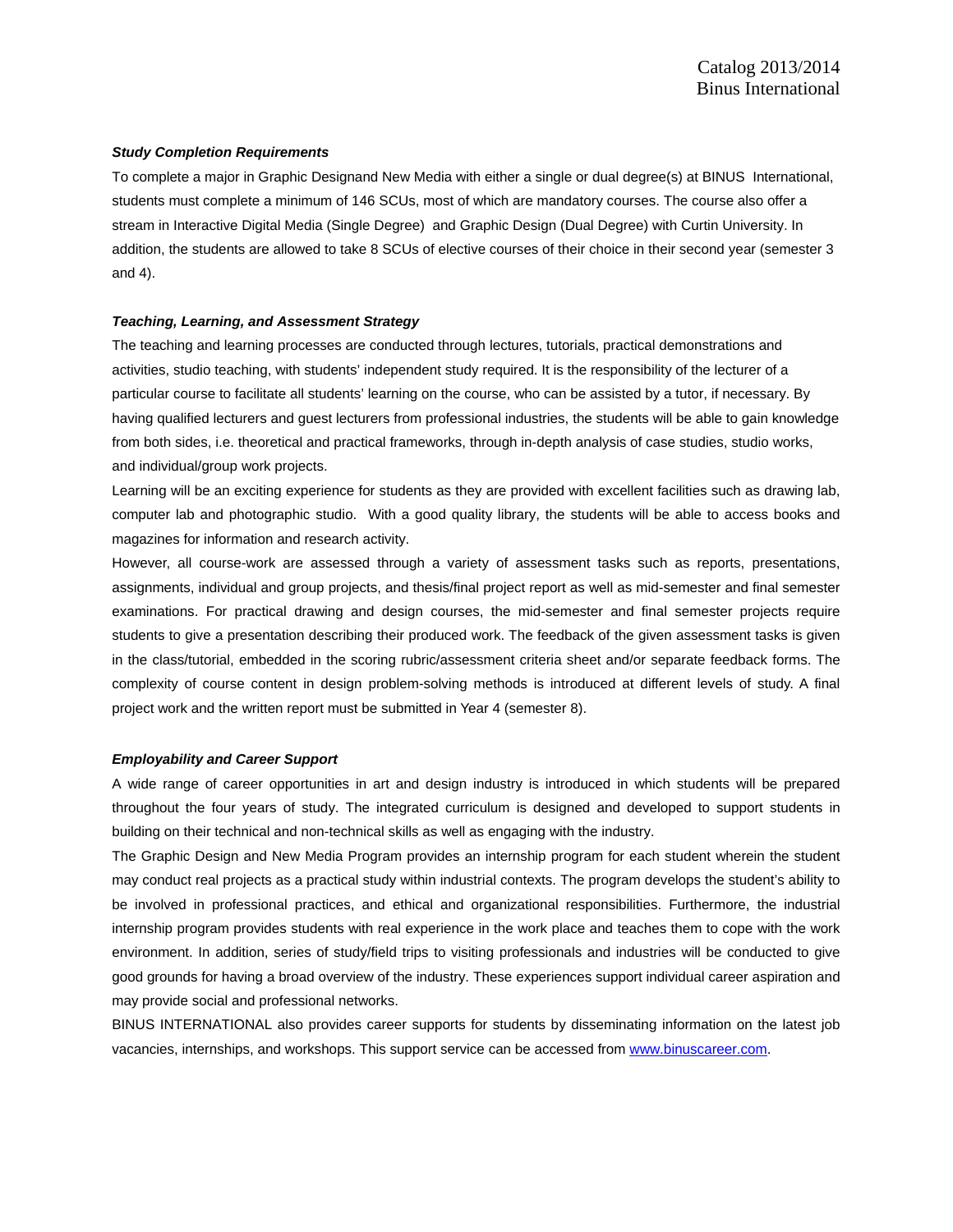***Study Completion Requirements***

To complete a major in Graphic Designand New Media with either a single or dual degree(s) at BINUS International, students must complete a minimum of 146 SCUs, most of which are mandatory courses. The course also offer a stream in Interactive Digital Media (Single Degree) and Graphic Design (Dual Degree) with Curtin University. In addition, the students are allowed to take 8 SCUs of elective courses of their choice in their second year (semester 3 and 4).

***Teaching, Learning, and Assessment Strategy***

The teaching and learning processes are conducted through lectures, tutorials, practical demonstrations and activities, studio teaching, with students' independent study required. It is the responsibility of the lecturer of a particular course to facilitate all students' learning on the course, who can be assisted by a tutor, if necessary. By having qualified lecturers and guest lecturers from professional industries, the students will be able to gain knowledge from both sides, i.e. theoretical and practical frameworks, through in-depth analysis of case studies, studio works, and individual/group work projects.

Learning will be an exciting experience for students as they are provided with excellent facilities such as drawing lab, computer lab and photographic studio. With a good quality library, the students will be able to access books and magazines for information and research activity.

However, all course-work are assessed through a variety of assessment tasks such as reports, presentations, assignments, individual and group projects, and thesis/final project report as well as mid-semester and final semester examinations. For practical drawing and design courses, the mid-semester and final semester projects require students to give a presentation describing their produced work. The feedback of the given assessment tasks is given in the class/tutorial, embedded in the scoring rubric/assessment criteria sheet and/or separate feedback forms. The complexity of course content in design problem-solving methods is introduced at different levels of study. A final project work and the written report must be submitted in Year 4 (semester 8).

***Employability and Career Support***

A wide range of career opportunities in art and design industry is introduced in which students will be prepared throughout the four years of study. The integrated curriculum is designed and developed to support students in building on their technical and non-technical skills as well as engaging with the industry.

The Graphic Design and New Media Program provides an internship program for each student wherein the student may conduct real projects as a practical study within industrial contexts. The program develops the student's ability to be involved in professional practices, and ethical and organizational responsibilities. Furthermore, the industrial internship program provides students with real experience in the work place and teaches them to cope with the work environment. In addition, series of study/field trips to visiting professionals and industries will be conducted to give good grounds for having a broad overview of the industry. These experiences support individual career aspiration and may provide social and professional networks.

BINUS INTERNATIONAL also provides career supports for students by disseminating information on the latest job vacancies, internships, and workshops. This support service can be accessed from [www.binuscareer.com](www.binuscareer.com).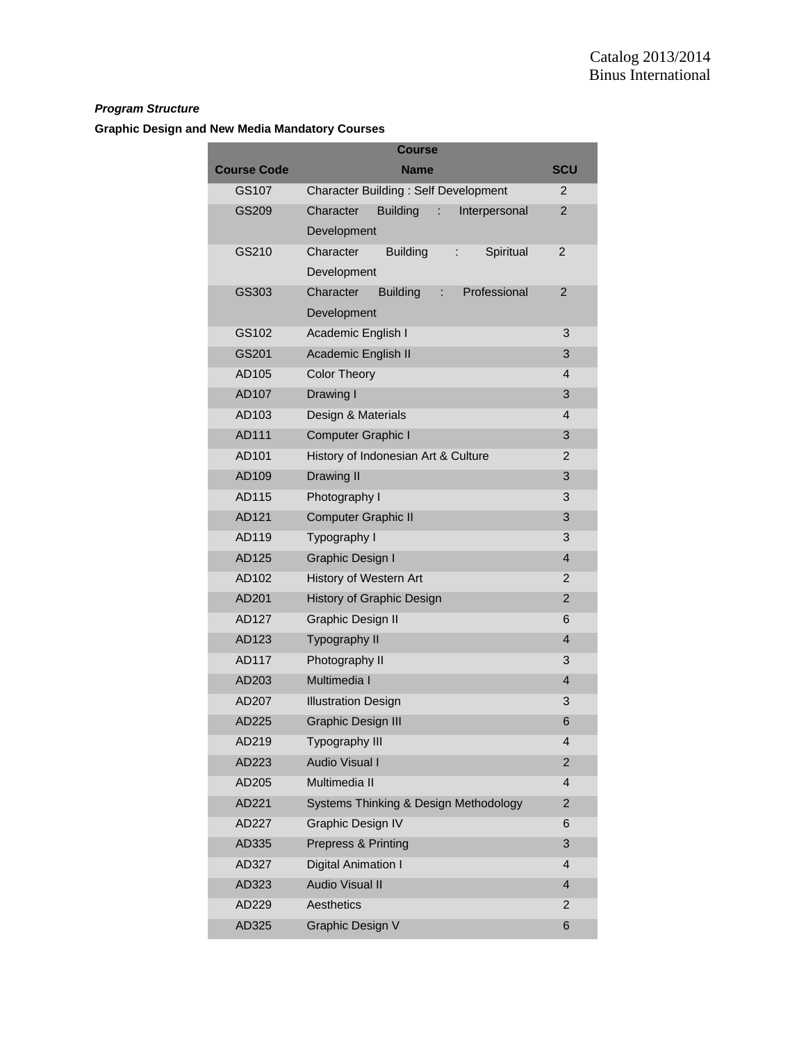***Program Structure***

**Graphic Design and New Media Mandatory Courses**

| Course Code | Course Name | SCU |
|---|---|---|
| GS107 | Character Building : Self Development | 2 |
| GS209 | Character Building : Interpersonal Development | 2 |
| GS210 | Character Building : Spiritual Development | 2 |
| GS303 | Character Building : Professional Development | 2 |
| GS102 | Academic English I | 3 |
| GS201 | Academic English II | 3 |
| AD105 | Color Theory | 4 |
| AD107 | Drawing I | 3 |
| AD103 | Design & Materials | 4 |
| AD111 | Computer Graphic I | 3 |
| AD101 | History of Indonesian Art & Culture | 2 |
| AD109 | Drawing II | 3 |
| AD115 | Photography I | 3 |
| AD121 | Computer Graphic II | 3 |
| AD119 | Typography I | 3 |
| AD125 | Graphic Design I | 4 |
| AD102 | History of Western Art | 2 |
| AD201 | History of Graphic Design | 2 |
| AD127 | Graphic Design II | 6 |
| AD123 | Typography II | 4 |
| AD117 | Photography II | 3 |
| AD203 | Multimedia I | 4 |
| AD207 | Illustration Design | 3 |
| AD225 | Graphic Design III | 6 |
| AD219 | Typography III | 4 |
| AD223 | Audio Visual I | 2 |
| AD205 | Multimedia II | 4 |
| AD221 | Systems Thinking & Design Methodology | 2 |
| AD227 | Graphic Design IV | 6 |
| AD335 | Prepress & Printing | 3 |
| AD327 | Digital Animation I | 4 |
| AD323 | Audio Visual II | 4 |
| AD229 | Aesthetics | 2 |
| AD325 | Graphic Design V | 6 |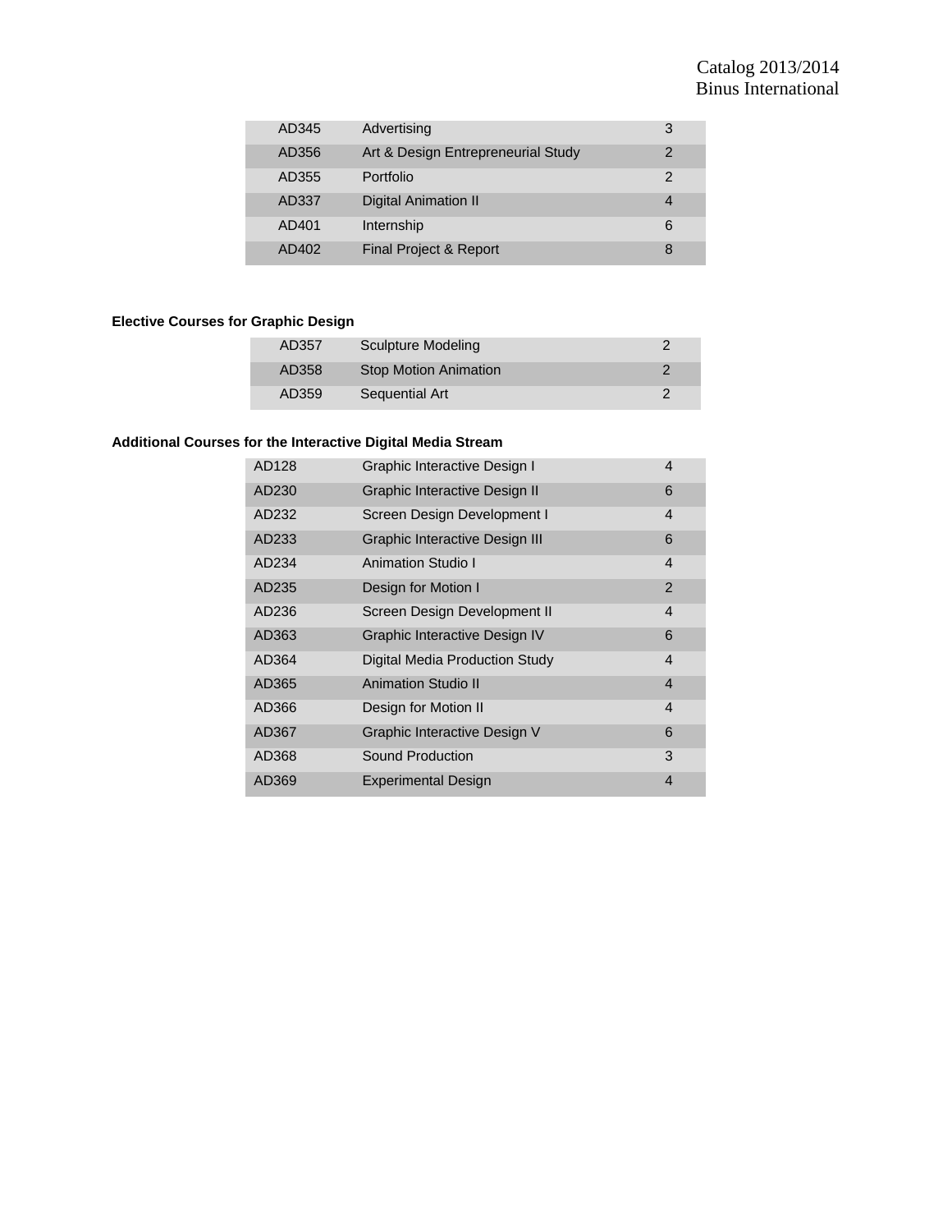| | | |
|---|---|---|
| AD345 | Advertising | 3 |
| AD356 | Art & Design Entrepreneurial Study | 2 |
| AD355 | Portfolio | 2 |
| AD337 | Digital Animation II | 4 |
| AD401 | Internship | 6 |
| AD402 | Final Project & Report | 8 |

**Elective Courses for Graphic Design**

| | | |
|---|---|---|
| AD357 | Sculpture Modeling | 2 |
| AD358 | Stop Motion Animation | 2 |
| AD359 | Sequential Art | 2 |

**Additional Courses for the Interactive Digital Media Stream**

| | | |
|---|---|---|
| AD128 | Graphic Interactive Design I | 4 |
| AD230 | Graphic Interactive Design II | 6 |
| AD232 | Screen Design Development I | 4 |
| AD233 | Graphic Interactive Design III | 6 |
| AD234 | Animation Studio I | 4 |
| AD235 | Design for Motion I | 2 |
| AD236 | Screen Design Development II | 4 |
| AD363 | Graphic Interactive Design IV | 6 |
| AD364 | Digital Media Production Study | 4 |
| AD365 | Animation Studio II | 4 |
| AD366 | Design for Motion II | 4 |
| AD367 | Graphic Interactive Design V | 6 |
| AD368 | Sound Production | 3 |
| AD369 | Experimental Design | 4 |